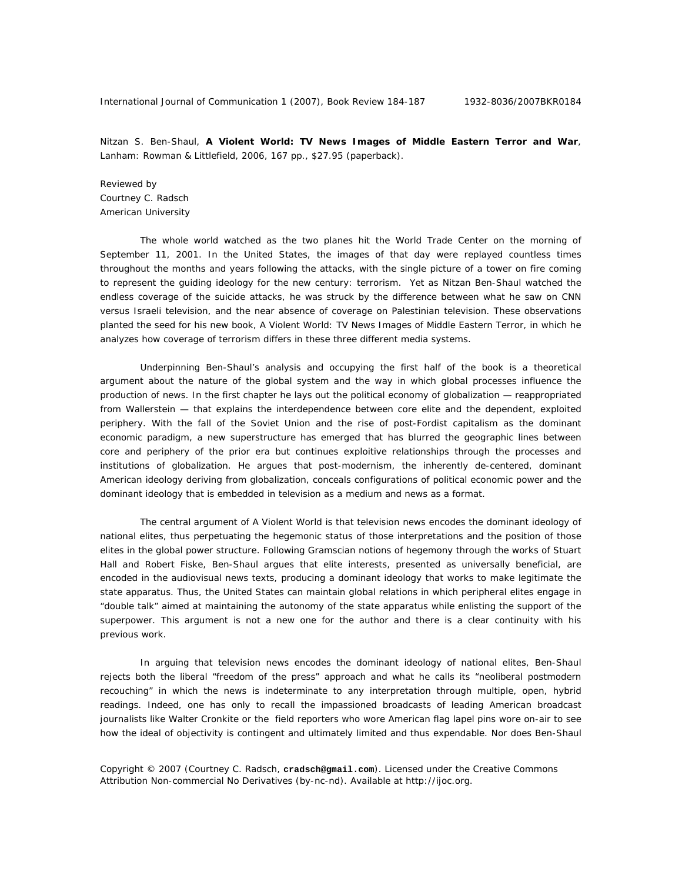Nitzan S. Ben-Shaul, **A Violent World: TV News Images of Middle Eastern Terror and War**, Lanham: Rowman & Littlefield, 2006, 167 pp., $27.95 (paperback).

Reviewed by
Courtney C. Radsch
American University

The whole world watched as the two planes hit the World Trade Center on the morning of September 11, 2001. In the United States, the images of that day were replayed countless times throughout the months and years following the attacks, with the single picture of a tower on fire coming to represent the guiding ideology for the new century: terrorism. Yet as Nitzan Ben-Shaul watched the endless coverage of the suicide attacks, he was struck by the difference between what he saw on CNN versus Israeli television, and the near absence of coverage on Palestinian television. These observations planted the seed for his new book, A Violent World: TV News Images of Middle Eastern Terror, in which he analyzes how coverage of terrorism differs in these three different media systems.

Underpinning Ben-Shaul's analysis and occupying the first half of the book is a theoretical argument about the nature of the global system and the way in which global processes influence the production of news. In the first chapter he lays out the political economy of globalization — reappropriated from Wallerstein — that explains the interdependence between core elite and the dependent, exploited periphery. With the fall of the Soviet Union and the rise of post-Fordist capitalism as the dominant economic paradigm, a new superstructure has emerged that has blurred the geographic lines between core and periphery of the prior era but continues exploitive relationships through the processes and institutions of globalization. He argues that post-modernism, the inherently de-centered, dominant American ideology deriving from globalization, conceals configurations of political economic power and the dominant ideology that is embedded in television as a medium and news as a format.

The central argument of A Violent World is that television news encodes the dominant ideology of national elites, thus perpetuating the hegemonic status of those interpretations and the position of those elites in the global power structure. Following Gramscian notions of hegemony through the works of Stuart Hall and Robert Fiske, Ben-Shaul argues that elite interests, presented as universally beneficial, are encoded in the audiovisual news texts, producing a dominant ideology that works to make legitimate the state apparatus. Thus, the United States can maintain global relations in which peripheral elites engage in "double talk" aimed at maintaining the autonomy of the state apparatus while enlisting the support of the superpower. This argument is not a new one for the author and there is a clear continuity with his previous work.

In arguing that television news encodes the dominant ideology of national elites, Ben-Shaul rejects both the liberal "freedom of the press" approach and what he calls its "neoliberal postmodern recouching" in which the news is indeterminate to any interpretation through multiple, open, hybrid readings. Indeed, one has only to recall the impassioned broadcasts of leading American broadcast journalists like Walter Cronkite or the field reporters who wore American flag lapel pins wore on-air to see how the ideal of objectivity is contingent and ultimately limited and thus expendable. Nor does Ben-Shaul

Copyright © 2007 (Courtney C. Radsch, **cradsch@gmail.com**). Licensed under the Creative Commons Attribution Non-commercial No Derivatives (by-nc-nd). Available at http://ijoc.org.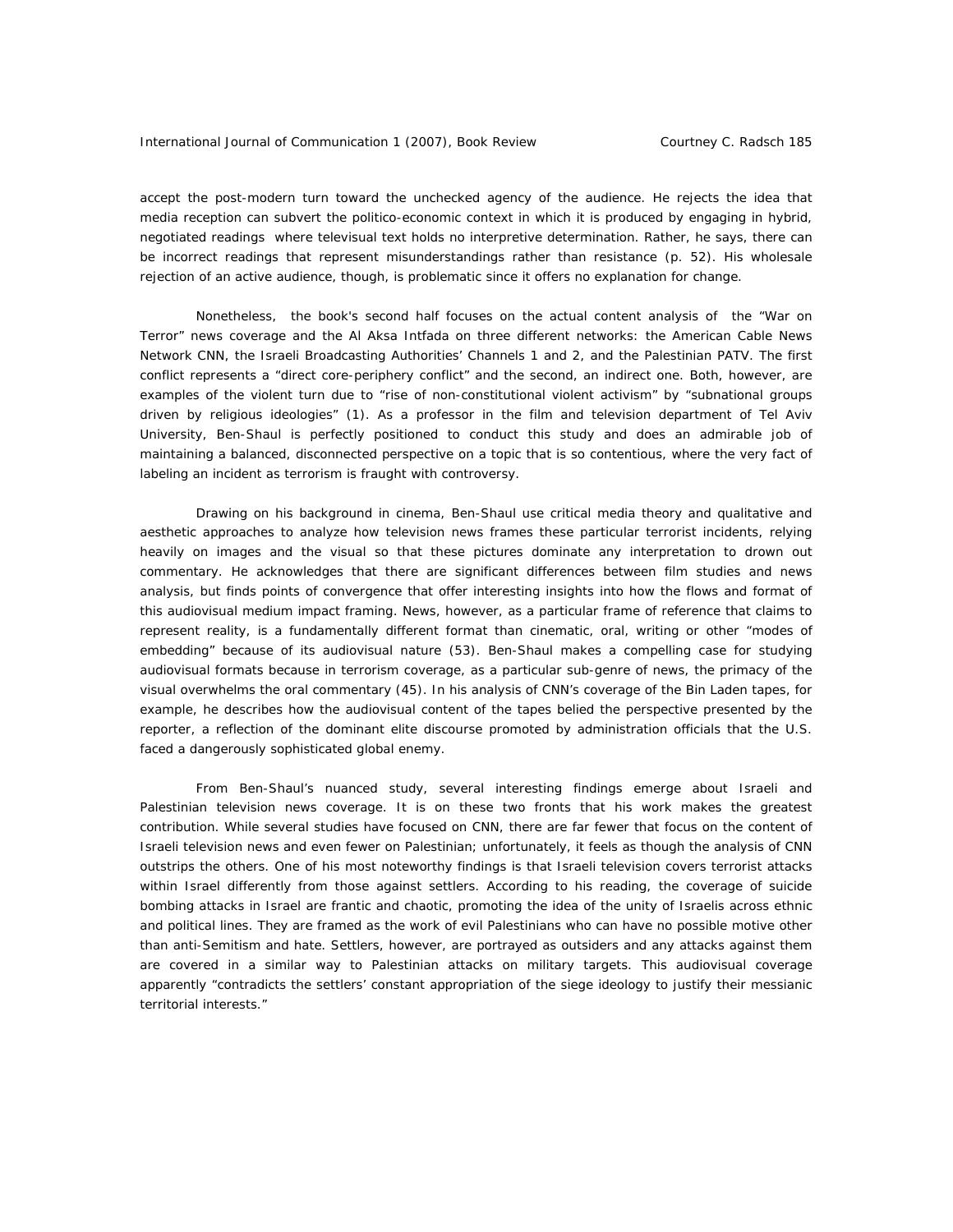accept the post-modern turn toward the unchecked agency of the audience. He rejects the idea that media reception can subvert the politico-economic context in which it is produced by engaging in hybrid, negotiated readings where televisual text holds no interpretive determination. Rather, he says, there can be incorrect readings that represent misunderstandings rather than resistance (p. 52). His wholesale rejection of an active audience, though, is problematic since it offers no explanation for change.

Nonetheless, the book's second half focuses on the actual content analysis of the "War on Terror" news coverage and the Al Aksa Intfada on three different networks: the American Cable News Network CNN, the Israeli Broadcasting Authorities' Channels 1 and 2, and the Palestinian PATV. The first conflict represents a "direct core-periphery conflict" and the second, an indirect one. Both, however, are examples of the violent turn due to "rise of non-constitutional violent activism" by "subnational groups driven by religious ideologies" (1). As a professor in the film and television department of Tel Aviv University, Ben-Shaul is perfectly positioned to conduct this study and does an admirable job of maintaining a balanced, disconnected perspective on a topic that is so contentious, where the very fact of labeling an incident as terrorism is fraught with controversy.

Drawing on his background in cinema, Ben-Shaul use critical media theory and qualitative and aesthetic approaches to analyze how television news frames these particular terrorist incidents, relying heavily on images and the visual so that these pictures dominate any interpretation to drown out commentary. He acknowledges that there are significant differences between film studies and news analysis, but finds points of convergence that offer interesting insights into how the flows and format of this audiovisual medium impact framing. News, however, as a particular frame of reference that claims to represent reality, is a fundamentally different format than cinematic, oral, writing or other "modes of embedding" because of its audiovisual nature (53). Ben-Shaul makes a compelling case for studying audiovisual formats because in terrorism coverage, as a particular sub-genre of news, the primacy of the visual overwhelms the oral commentary (45). In his analysis of CNN's coverage of the Bin Laden tapes, for example, he describes how the audiovisual content of the tapes belied the perspective presented by the reporter, a reflection of the dominant elite discourse promoted by administration officials that the U.S. faced a dangerously sophisticated global enemy.

From Ben-Shaul's nuanced study, several interesting findings emerge about Israeli and Palestinian television news coverage. It is on these two fronts that his work makes the greatest contribution. While several studies have focused on CNN, there are far fewer that focus on the content of Israeli television news and even fewer on Palestinian; unfortunately, it feels as though the analysis of CNN outstrips the others. One of his most noteworthy findings is that Israeli television covers terrorist attacks within Israel differently from those against settlers. According to his reading, the coverage of suicide bombing attacks in Israel are frantic and chaotic, promoting the idea of the unity of Israelis across ethnic and political lines. They are framed as the work of evil Palestinians who can have no possible motive other than anti-Semitism and hate. Settlers, however, are portrayed as outsiders and any attacks against them are covered in a similar way to Palestinian attacks on military targets. This audiovisual coverage apparently "contradicts the settlers' constant appropriation of the siege ideology to justify their messianic territorial interests."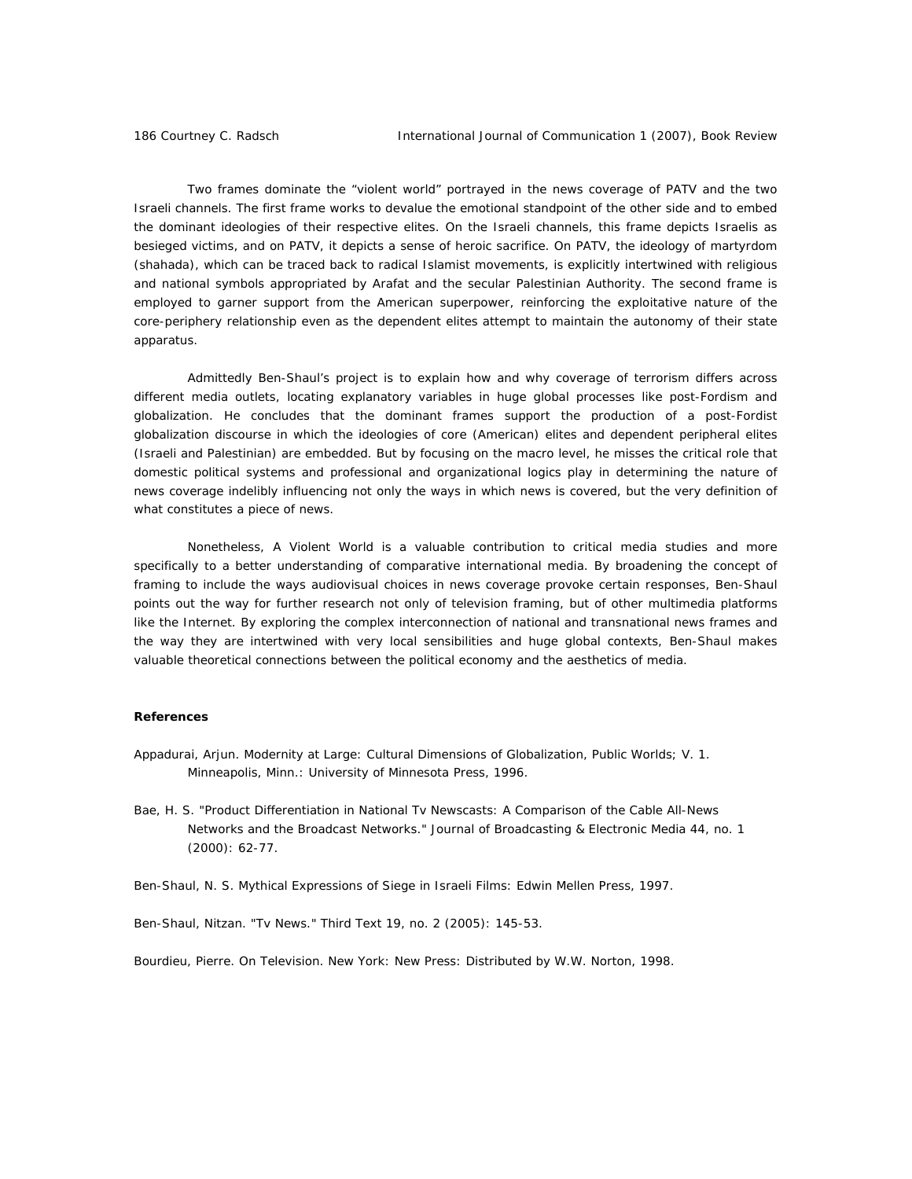Two frames dominate the "violent world" portrayed in the news coverage of PATV and the two Israeli channels. The first frame works to devalue the emotional standpoint of the other side and to embed the dominant ideologies of their respective elites. On the Israeli channels, this frame depicts Israelis as besieged victims, and on PATV, it depicts a sense of heroic sacrifice. On PATV, the ideology of martyrdom (shahada), which can be traced back to radical Islamist movements, is explicitly intertwined with religious and national symbols appropriated by Arafat and the secular Palestinian Authority. The second frame is employed to garner support from the American superpower, reinforcing the exploitative nature of the core-periphery relationship even as the dependent elites attempt to maintain the autonomy of their state apparatus.

Admittedly Ben-Shaul's project is to explain how and why coverage of terrorism differs across different media outlets, locating explanatory variables in huge global processes like post-Fordism and globalization. He concludes that the dominant frames support the production of a post-Fordist globalization discourse in which the ideologies of core (American) elites and dependent peripheral elites (Israeli and Palestinian) are embedded. But by focusing on the macro level, he misses the critical role that domestic political systems and professional and organizational logics play in determining the nature of news coverage indelibly influencing not only the ways in which news is covered, but the very definition of what constitutes a piece of news.

Nonetheless, A Violent World is a valuable contribution to critical media studies and more specifically to a better understanding of comparative international media. By broadening the concept of framing to include the ways audiovisual choices in news coverage provoke certain responses, Ben-Shaul points out the way for further research not only of television framing, but of other multimedia platforms like the Internet. By exploring the complex interconnection of national and transnational news frames and the way they are intertwined with very local sensibilities and huge global contexts, Ben-Shaul makes valuable theoretical connections between the political economy and the aesthetics of media.

**References**

Appadurai, Arjun. Modernity at Large: Cultural Dimensions of Globalization, Public Worlds; V. 1. Minneapolis, Minn.: University of Minnesota Press, 1996.

Bae, H. S. "Product Differentiation in National Tv Newscasts: A Comparison of the Cable All-News Networks and the Broadcast Networks." Journal of Broadcasting & Electronic Media 44, no. 1 (2000): 62-77.

Ben-Shaul, N. S. Mythical Expressions of Siege in Israeli Films: Edwin Mellen Press, 1997.

Ben-Shaul, Nitzan. "Tv News." Third Text 19, no. 2 (2005): 145-53.

Bourdieu, Pierre. On Television. New York: New Press: Distributed by W.W. Norton, 1998.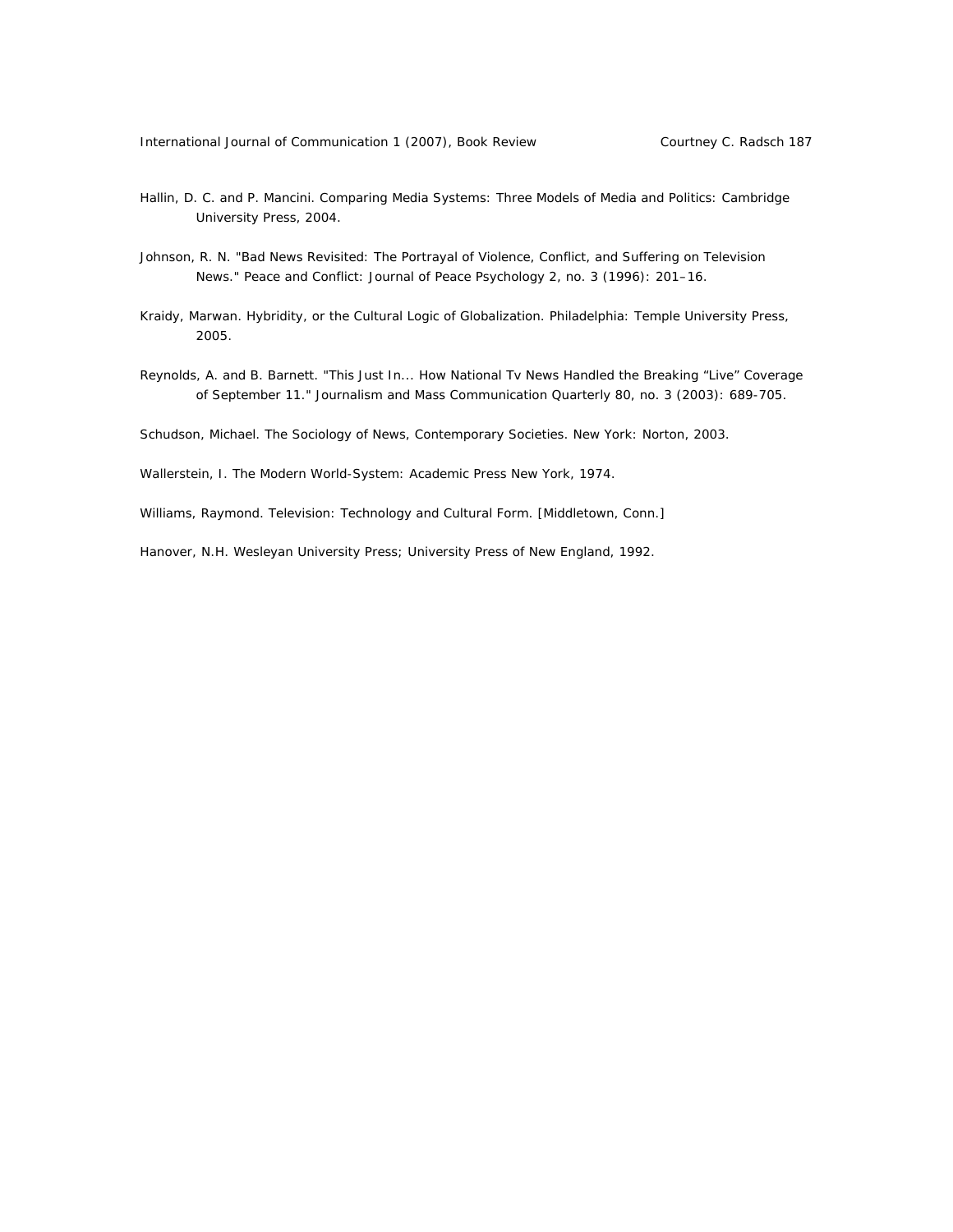Hallin, D. C. and P. Mancini. Comparing Media Systems: Three Models of Media and Politics: Cambridge University Press, 2004.

Johnson, R. N. "Bad News Revisited: The Portrayal of Violence, Conflict, and Suffering on Television News." Peace and Conflict: Journal of Peace Psychology 2, no. 3 (1996): 201–16.

Kraidy, Marwan. Hybridity, or the Cultural Logic of Globalization. Philadelphia: Temple University Press, 2005.

Reynolds, A. and B. Barnett. "This Just In... How National Tv News Handled the Breaking “Live” Coverage of September 11." Journalism and Mass Communication Quarterly 80, no. 3 (2003): 689-705.

Schudson, Michael. The Sociology of News, Contemporary Societies. New York: Norton, 2003.

Wallerstein, I. The Modern World-System: Academic Press New York, 1974.

Williams, Raymond. Television: Technology and Cultural Form. [Middletown, Conn.]

Hanover, N.H. Wesleyan University Press; University Press of New England, 1992.